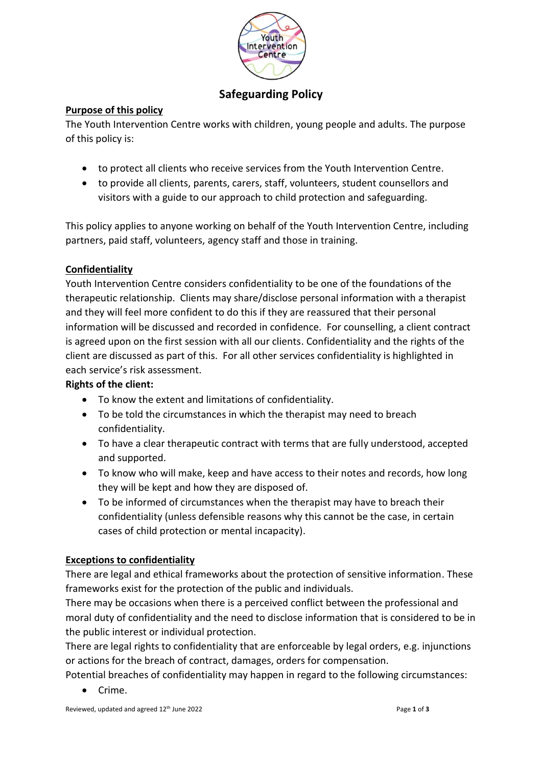# Safeguarding Policy

**Purpose of this policy**

The Youth Intervention Centre works with children, young people and adults. The purpose of this policy is:

- to protect all clients who receive services from the Youth Intervention Centre.
- to provide all clients, parents, carers, staff, volunteers, student counsellors and visitors with a guide to our approach to child protection and safeguarding.

This policy applies to anyone working on behalf of the Youth Intervention Centre, including partners, paid staff, volunteers, agency staff and those in training.

**Confidentiality**

Youth Intervention Centre considers confidentiality to be one of the foundations of the therapeutic relationship. Clients may share/disclose personal information with a therapist and they will feel more confident to do this if they are reassured that their personal information will be discussed and recorded in confidence. For counselling, a client contract is agreed upon on the first session with all our clients. Confidentiality and the rights of the client are discussed as part of this. For all other services confidentiality is highlighted in each service's risk assessment.

**Rights of the client:**

- To know the extent and limitations of confidentiality.
- To be told the circumstances in which the therapist may need to breach confidentiality.
- To have a clear therapeutic contract with terms that are fully understood, accepted and supported.
- To know who will make, keep and have access to their notes and records, how long they will be kept and how they are disposed of.
- To be informed of circumstances when the therapist may have to breach their confidentiality (unless defensible reasons why this cannot be the case, in certain cases of child protection or mental incapacity).

**Exceptions to confidentiality**

There are legal and ethical frameworks about the protection of sensitive information. These frameworks exist for the protection of the public and individuals.

There may be occasions when there is a perceived conflict between the professional and moral duty of confidentiality and the need to disclose information that is considered to be in the public interest or individual protection.

There are legal rights to confidentiality that are enforceable by legal orders, e.g. injunctions or actions for the breach of contract, damages, orders for compensation.

Potential breaches of confidentiality may happen in regard to the following circumstances:

- Crime.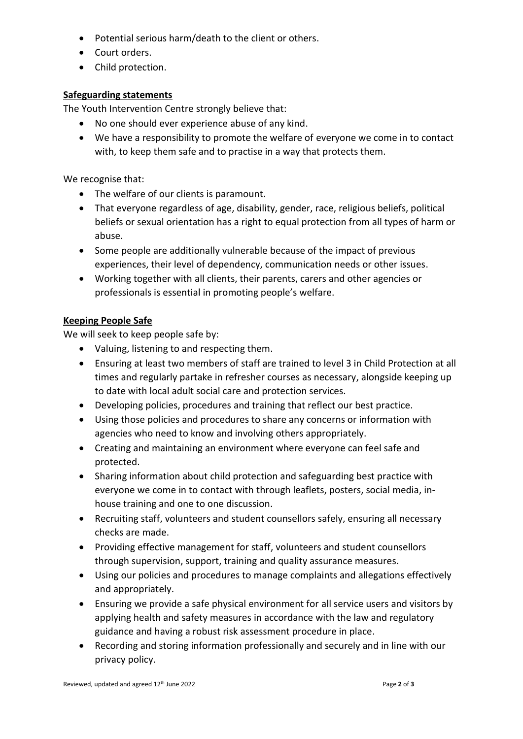- Potential serious harm/death to the client or others.
- Court orders.
- Child protection.

**Safeguarding statements**

The Youth Intervention Centre strongly believe that:

- No one should ever experience abuse of any kind.
- We have a responsibility to promote the welfare of everyone we come in to contact with, to keep them safe and to practise in a way that protects them.

We recognise that:

- The welfare of our clients is paramount.
- That everyone regardless of age, disability, gender, race, religious beliefs, political beliefs or sexual orientation has a right to equal protection from all types of harm or abuse.
- Some people are additionally vulnerable because of the impact of previous experiences, their level of dependency, communication needs or other issues.
- Working together with all clients, their parents, carers and other agencies or professionals is essential in promoting people's welfare.

**Keeping People Safe**

We will seek to keep people safe by:

- Valuing, listening to and respecting them.
- Ensuring at least two members of staff are trained to level 3 in Child Protection at all times and regularly partake in refresher courses as necessary, alongside keeping up to date with local adult social care and protection services.
- Developing policies, procedures and training that reflect our best practice.
- Using those policies and procedures to share any concerns or information with agencies who need to know and involving others appropriately.
- Creating and maintaining an environment where everyone can feel safe and protected.
- Sharing information about child protection and safeguarding best practice with everyone we come in to contact with through leaflets, posters, social media, in-house training and one to one discussion.
- Recruiting staff, volunteers and student counsellors safely, ensuring all necessary checks are made.
- Providing effective management for staff, volunteers and student counsellors through supervision, support, training and quality assurance measures.
- Using our policies and procedures to manage complaints and allegations effectively and appropriately.
- Ensuring we provide a safe physical environment for all service users and visitors by applying health and safety measures in accordance with the law and regulatory guidance and having a robust risk assessment procedure in place.
- Recording and storing information professionally and securely and in line with our privacy policy.

Reviewed, updated and agreed 12th June 2022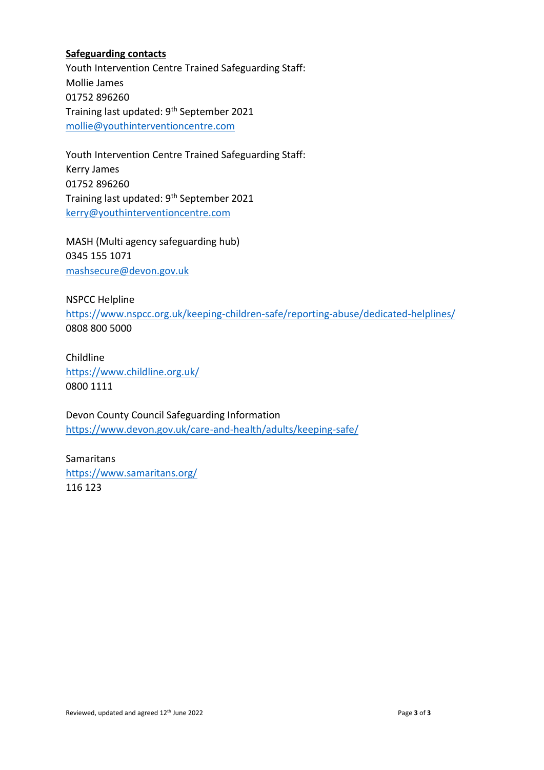**Safeguarding contacts**

Youth Intervention Centre Trained Safeguarding Staff:
Mollie James
01752 896260
Training last updated: 9th September 2021
mollie@youthinterventioncentre.com

Youth Intervention Centre Trained Safeguarding Staff:
Kerry James
01752 896260
Training last updated: 9th September 2021
kerry@youthinterventioncentre.com

MASH (Multi agency safeguarding hub)
0345 155 1071
mashsecure@devon.gov.uk

NSPCC Helpline
https://www.nspcc.org.uk/keeping-children-safe/reporting-abuse/dedicated-helplines/
0808 800 5000

Childline
https://www.childline.org.uk/
0800 1111

Devon County Council Safeguarding Information
https://www.devon.gov.uk/care-and-health/adults/keeping-safe/

Samaritans
https://www.samaritans.org/
116 123

Reviewed, updated and agreed 12th June 2022